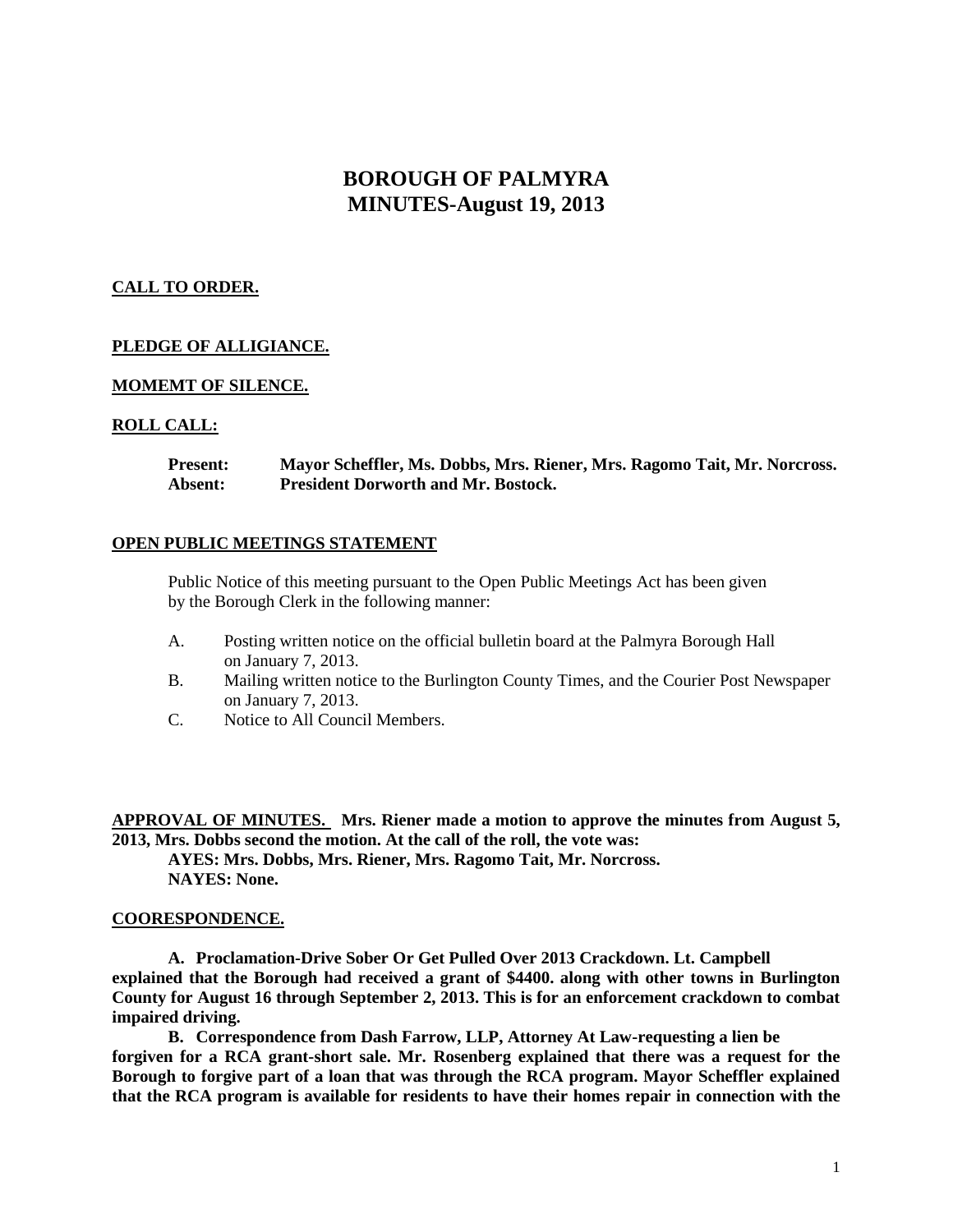# BOROUGH OF PALMYRA
# MINUTES-August 19, 2013

**CALL TO ORDER.**

**PLEDGE OF ALLIGIANCE.**

**MOMEMT OF SILENCE.**

**ROLL CALL:**

**Present:** **Mayor Scheffler, Ms. Dobbs, Mrs. Riener, Mrs. Ragomo Tait, Mr. Norcross.**
**Absent:** **President Dorworth and Mr. Bostock.**

**OPEN PUBLIC MEETINGS STATEMENT**

Public Notice of this meeting pursuant to the Open Public Meetings Act has been given by the Borough Clerk in the following manner:

A. Posting written notice on the official bulletin board at the Palmyra Borough Hall on January 7, 2013.
B. Mailing written notice to the Burlington County Times, and the Courier Post Newspaper on January 7, 2013.
C. Notice to All Council Members.

**APPROVAL OF MINUTES. Mrs. Riener made a motion to approve the minutes from August 5, 2013, Mrs. Dobbs second the motion. At the call of the roll, the vote was:**

**AYES: Mrs. Dobbs, Mrs. Riener, Mrs. Ragomo Tait, Mr. Norcross.**
**NAYES: None.**

**COORESPONDENCE.**

**A. Proclamation-Drive Sober Or Get Pulled Over 2013 Crackdown. Lt. Campbell explained that the Borough had received a grant of $4400. along with other towns in Burlington County for August 16 through September 2, 2013. This is for an enforcement crackdown to combat impaired driving.**

**B. Correspondence from Dash Farrow, LLP, Attorney At Law-requesting a lien be forgiven for a RCA grant-short sale. Mr. Rosenberg explained that there was a request for the Borough to forgive part of a loan that was through the RCA program. Mayor Scheffler explained that the RCA program is available for residents to have their homes repair in connection with the**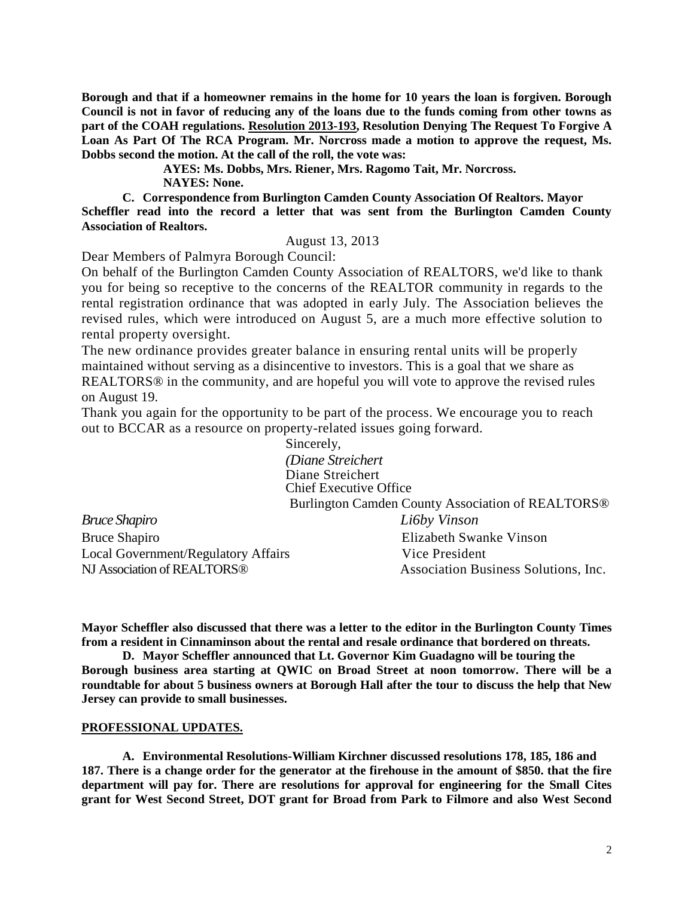**Borough and that if a homeowner remains in the home for 10 years the loan is forgiven. Borough Council is not in favor of reducing any of the loans due to the funds coming from other towns as part of the COAH regulations. Resolution 2013-193, Resolution Denying The Request To Forgive A Loan As Part Of The RCA Program. Mr. Norcross made a motion to approve the request, Ms. Dobbs second the motion. At the call of the roll, the vote was:**

**AYES: Ms. Dobbs, Mrs. Riener, Mrs. Ragomo Tait, Mr. Norcross.**
**NAYES: None.**

**C. Correspondence from Burlington Camden County Association Of Realtors. Mayor Scheffler read into the record a letter that was sent from the Burlington Camden County Association of Realtors.**

August 13, 2013

Dear Members of Palmyra Borough Council:

On behalf of the Burlington Camden County Association of REALTORS, we'd like to thank you for being so receptive to the concerns of the REALTOR community in regards to the rental registration ordinance that was adopted in early July. The Association believes the revised rules, which were introduced on August 5, are a much more effective solution to rental property oversight.

The new ordinance provides greater balance in ensuring rental units will be properly maintained without serving as a disincentive to investors. This is a goal that we share as REALTORS® in the community, and are hopeful you will vote to approve the revised rules on August 19.

Thank you again for the opportunity to be part of the process. We encourage you to reach out to BCCAR as a resource on property-related issues going forward.

Sincerely,
*(Diane Streichert*
Diane Streichert
Chief Executive Office
Burlington Camden County Association of REALTORS®

*Bruce Shapiro*
Bruce Shapiro
Local Government/Regulatory Affairs
NJ Association of REALTORS®

*Li6by Vinson*
Elizabeth Swanke Vinson
Vice President
Association Business Solutions, Inc.

**Mayor Scheffler also discussed that there was a letter to the editor in the Burlington County Times from a resident in Cinnaminson about the rental and resale ordinance that bordered on threats.**

**D. Mayor Scheffler announced that Lt. Governor Kim Guadagno will be touring the Borough business area starting at QWIC on Broad Street at noon tomorrow. There will be a roundtable for about 5 business owners at Borough Hall after the tour to discuss the help that New Jersey can provide to small businesses.**

**PROFESSIONAL UPDATES.**

**A. Environmental Resolutions-William Kirchner discussed resolutions 178, 185, 186 and 187. There is a change order for the generator at the firehouse in the amount of $850. that the fire department will pay for. There are resolutions for approval for engineering for the Small Cites grant for West Second Street, DOT grant for Broad from Park to Filmore and also West Second**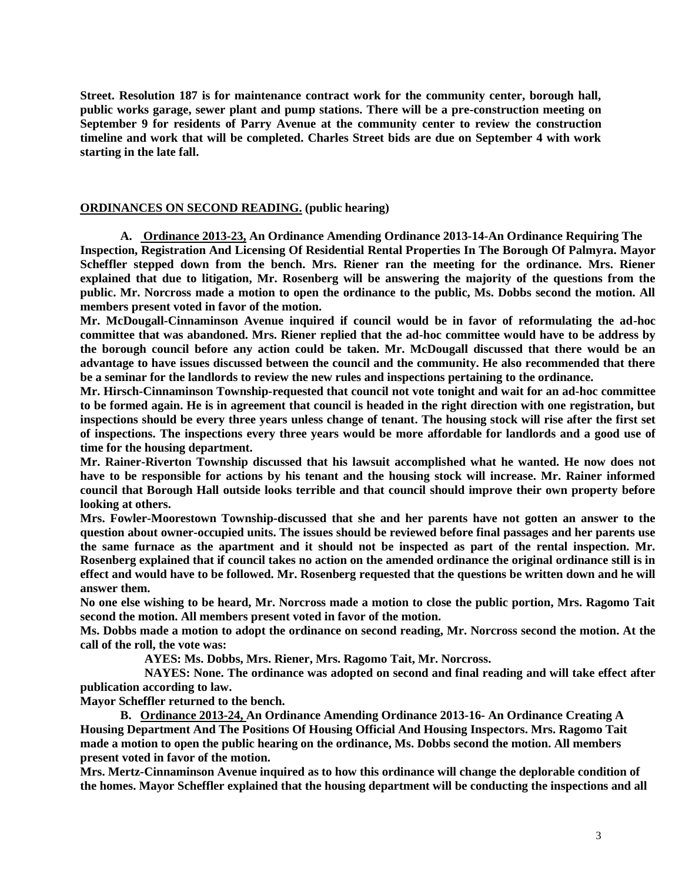**Street. Resolution 187 is for maintenance contract work for the community center, borough hall, public works garage, sewer plant and pump stations. There will be a pre-construction meeting on September 9 for residents of Parry Avenue at the community center to review the construction timeline and work that will be completed. Charles Street bids are due on September 4 with work starting in the late fall.**

**ORDINANCES ON SECOND READING. (public hearing)**

**A. Ordinance 2013-23, An Ordinance Amending Ordinance 2013-14-An Ordinance Requiring The Inspection, Registration And Licensing Of Residential Rental Properties In The Borough Of Palmyra. Mayor Scheffler stepped down from the bench. Mrs. Riener ran the meeting for the ordinance. Mrs. Riener explained that due to litigation, Mr. Rosenberg will be answering the majority of the questions from the public. Mr. Norcross made a motion to open the ordinance to the public, Ms. Dobbs second the motion. All members present voted in favor of the motion.**

**Mr. McDougall-Cinnaminson Avenue inquired if council would be in favor of reformulating the ad-hoc committee that was abandoned. Mrs. Riener replied that the ad-hoc committee would have to be address by the borough council before any action could be taken. Mr. McDougall discussed that there would be an advantage to have issues discussed between the council and the community. He also recommended that there be a seminar for the landlords to review the new rules and inspections pertaining to the ordinance.**

**Mr. Hirsch-Cinnaminson Township-requested that council not vote tonight and wait for an ad-hoc committee to be formed again. He is in agreement that council is headed in the right direction with one registration, but inspections should be every three years unless change of tenant. The housing stock will rise after the first set of inspections. The inspections every three years would be more affordable for landlords and a good use of time for the housing department.**

**Mr. Rainer-Riverton Township discussed that his lawsuit accomplished what he wanted. He now does not have to be responsible for actions by his tenant and the housing stock will increase. Mr. Rainer informed council that Borough Hall outside looks terrible and that council should improve their own property before looking at others.**

**Mrs. Fowler-Moorestown Township-discussed that she and her parents have not gotten an answer to the question about owner-occupied units. The issues should be reviewed before final passages and her parents use the same furnace as the apartment and it should not be inspected as part of the rental inspection. Mr. Rosenberg explained that if council takes no action on the amended ordinance the original ordinance still is in effect and would have to be followed. Mr. Rosenberg requested that the questions be written down and he will answer them.**

**No one else wishing to be heard, Mr. Norcross made a motion to close the public portion, Mrs. Ragomo Tait second the motion. All members present voted in favor of the motion.**

**Ms. Dobbs made a motion to adopt the ordinance on second reading, Mr. Norcross second the motion. At the call of the roll, the vote was:**

**AYES: Ms. Dobbs, Mrs. Riener, Mrs. Ragomo Tait, Mr. Norcross.**

**NAYES: None. The ordinance was adopted on second and final reading and will take effect after publication according to law.**

**Mayor Scheffler returned to the bench.**

**B. Ordinance 2013-24, An Ordinance Amending Ordinance 2013-16- An Ordinance Creating A Housing Department And The Positions Of Housing Official And Housing Inspectors. Mrs. Ragomo Tait made a motion to open the public hearing on the ordinance, Ms. Dobbs second the motion. All members present voted in favor of the motion.**

**Mrs. Mertz-Cinnaminson Avenue inquired as to how this ordinance will change the deplorable condition of the homes. Mayor Scheffler explained that the housing department will be conducting the inspections and all**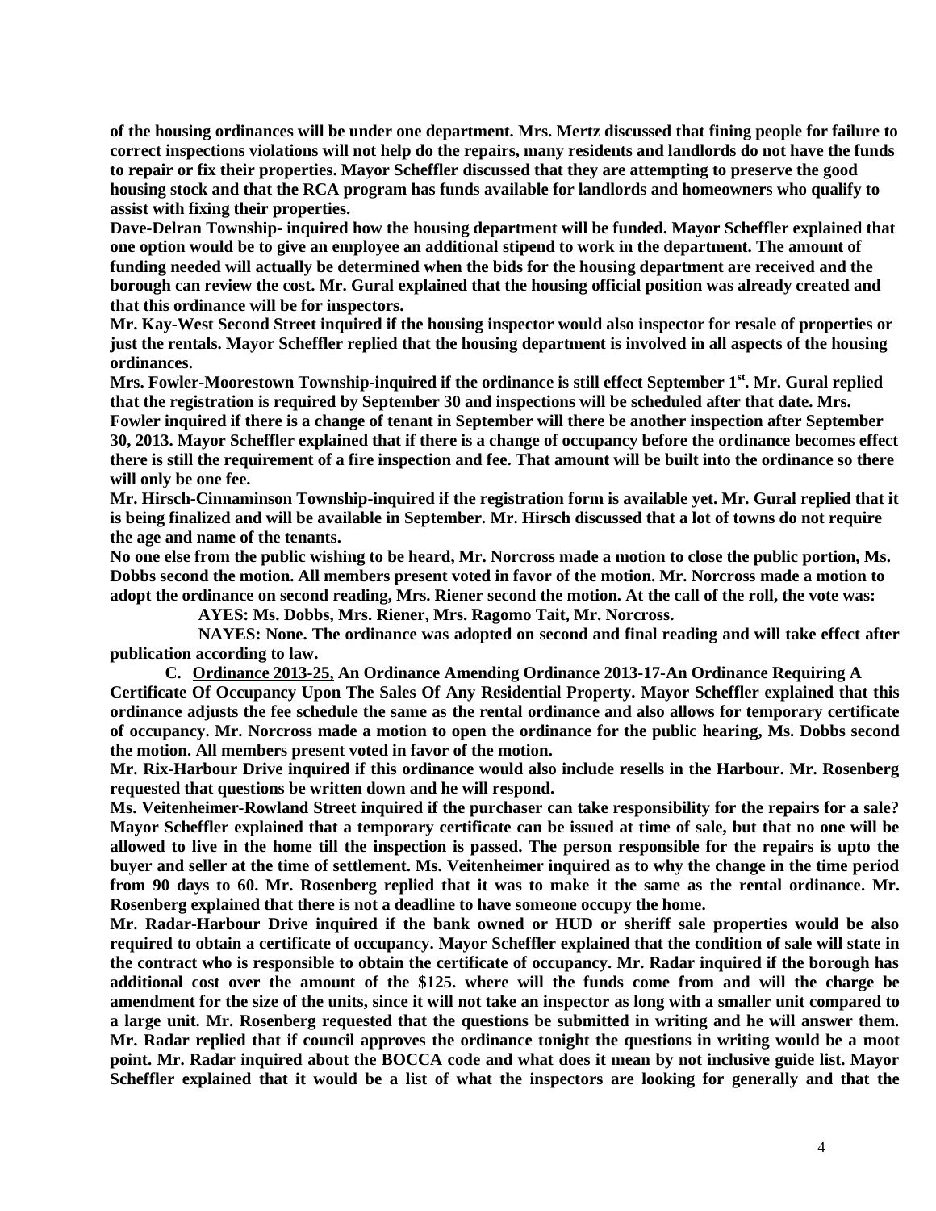**of the housing ordinances will be under one department. Mrs. Mertz discussed that fining people for failure to correct inspections violations will not help do the repairs, many residents and landlords do not have the funds to repair or fix their properties. Mayor Scheffler discussed that they are attempting to preserve the good housing stock and that the RCA program has funds available for landlords and homeowners who qualify to assist with fixing their properties.**

**Dave-Delran Township- inquired how the housing department will be funded. Mayor Scheffler explained that one option would be to give an employee an additional stipend to work in the department. The amount of funding needed will actually be determined when the bids for the housing department are received and the borough can review the cost. Mr. Gural explained that the housing official position was already created and that this ordinance will be for inspectors.**

**Mr. Kay-West Second Street inquired if the housing inspector would also inspector for resale of properties or just the rentals. Mayor Scheffler replied that the housing department is involved in all aspects of the housing ordinances.**

**Mrs. Fowler-Moorestown Township-inquired if the ordinance is still effect September 1st. Mr. Gural replied that the registration is required by September 30 and inspections will be scheduled after that date. Mrs. Fowler inquired if there is a change of tenant in September will there be another inspection after September 30, 2013. Mayor Scheffler explained that if there is a change of occupancy before the ordinance becomes effect there is still the requirement of a fire inspection and fee. That amount will be built into the ordinance so there will only be one fee.**

**Mr. Hirsch-Cinnaminson Township-inquired if the registration form is available yet. Mr. Gural replied that it is being finalized and will be available in September. Mr. Hirsch discussed that a lot of towns do not require the age and name of the tenants.**

**No one else from the public wishing to be heard, Mr. Norcross made a motion to close the public portion, Ms. Dobbs second the motion. All members present voted in favor of the motion. Mr. Norcross made a motion to adopt the ordinance on second reading, Mrs. Riener second the motion. At the call of the roll, the vote was:**

**AYES: Ms. Dobbs, Mrs. Riener, Mrs. Ragomo Tait, Mr. Norcross.**

**NAYES: None. The ordinance was adopted on second and final reading and will take effect after publication according to law.**

**C. <u>Ordinance 2013-25,</u> An Ordinance Amending Ordinance 2013-17-An Ordinance Requiring A Certificate Of Occupancy Upon The Sales Of Any Residential Property. Mayor Scheffler explained that this ordinance adjusts the fee schedule the same as the rental ordinance and also allows for temporary certificate of occupancy. Mr. Norcross made a motion to open the ordinance for the public hearing, Ms. Dobbs second the motion. All members present voted in favor of the motion.**

**Mr. Rix-Harbour Drive inquired if this ordinance would also include resells in the Harbour. Mr. Rosenberg requested that questions be written down and he will respond.**

**Ms. Veitenheimer-Rowland Street inquired if the purchaser can take responsibility for the repairs for a sale? Mayor Scheffler explained that a temporary certificate can be issued at time of sale, but that no one will be allowed to live in the home till the inspection is passed. The person responsible for the repairs is upto the buyer and seller at the time of settlement. Ms. Veitenheimer inquired as to why the change in the time period from 90 days to 60. Mr. Rosenberg replied that it was to make it the same as the rental ordinance. Mr. Rosenberg explained that there is not a deadline to have someone occupy the home.**

**Mr. Radar-Harbour Drive inquired if the bank owned or HUD or sheriff sale properties would be also required to obtain a certificate of occupancy. Mayor Scheffler explained that the condition of sale will state in the contract who is responsible to obtain the certificate of occupancy. Mr. Radar inquired if the borough has additional cost over the amount of the $125. where will the funds come from and will the charge be amendment for the size of the units, since it will not take an inspector as long with a smaller unit compared to a large unit. Mr. Rosenberg requested that the questions be submitted in writing and he will answer them. Mr. Radar replied that if council approves the ordinance tonight the questions in writing would be a moot point. Mr. Radar inquired about the BOCCA code and what does it mean by not inclusive guide list. Mayor Scheffler explained that it would be a list of what the inspectors are looking for generally and that the**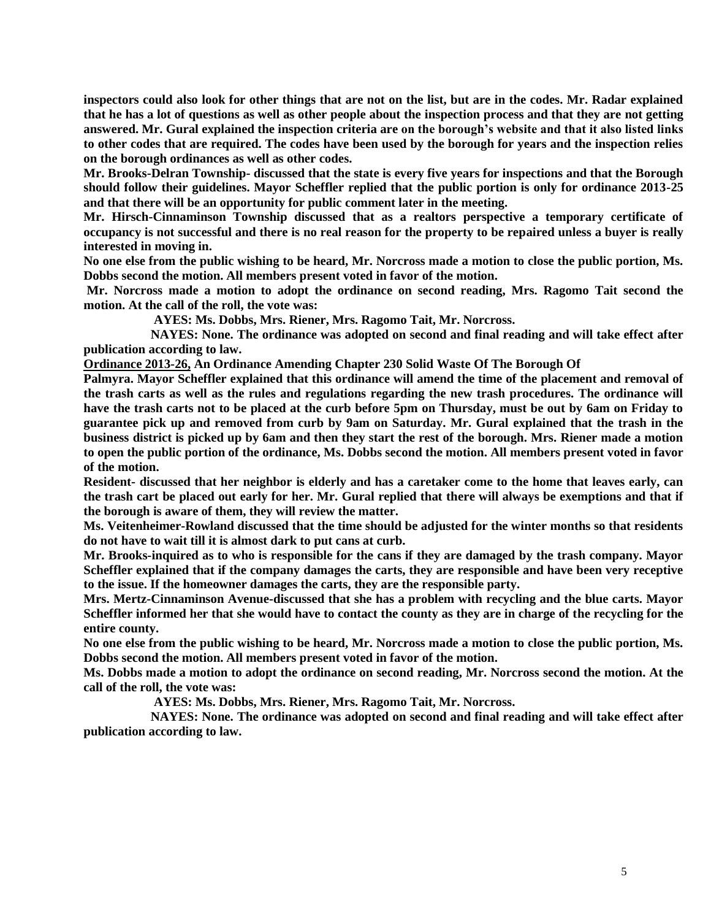**inspectors could also look for other things that are not on the list, but are in the codes. Mr. Radar explained that he has a lot of questions as well as other people about the inspection process and that they are not getting answered. Mr. Gural explained the inspection criteria are on the borough's website and that it also listed links to other codes that are required. The codes have been used by the borough for years and the inspection relies on the borough ordinances as well as other codes.**

**Mr. Brooks-Delran Township- discussed that the state is every five years for inspections and that the Borough should follow their guidelines. Mayor Scheffler replied that the public portion is only for ordinance 2013-25 and that there will be an opportunity for public comment later in the meeting.**

**Mr. Hirsch-Cinnaminson Township discussed that as a realtors perspective a temporary certificate of occupancy is not successful and there is no real reason for the property to be repaired unless a buyer is really interested in moving in.**

**No one else from the public wishing to be heard, Mr. Norcross made a motion to close the public portion, Ms. Dobbs second the motion. All members present voted in favor of the motion.**

**Mr. Norcross made a motion to adopt the ordinance on second reading, Mrs. Ragomo Tait second the motion. At the call of the roll, the vote was:**

**AYES: Ms. Dobbs, Mrs. Riener, Mrs. Ragomo Tait, Mr. Norcross.**

**NAYES: None. The ordinance was adopted on second and final reading and will take effect after publication according to law.**

**<u>Ordinance 2013-26,</u> An Ordinance Amending Chapter 230 Solid Waste Of The Borough Of Palmyra. Mayor Scheffler explained that this ordinance will amend the time of the placement and removal of the trash carts as well as the rules and regulations regarding the new trash procedures. The ordinance will have the trash carts not to be placed at the curb before 5pm on Thursday, must be out by 6am on Friday to guarantee pick up and removed from curb by 9am on Saturday. Mr. Gural explained that the trash in the business district is picked up by 6am and then they start the rest of the borough. Mrs. Riener made a motion to open the public portion of the ordinance, Ms. Dobbs second the motion. All members present voted in favor of the motion.**

**Resident- discussed that her neighbor is elderly and has a caretaker come to the home that leaves early, can the trash cart be placed out early for her. Mr. Gural replied that there will always be exemptions and that if the borough is aware of them, they will review the matter.**

**Ms. Veitenheimer-Rowland discussed that the time should be adjusted for the winter months so that residents do not have to wait till it is almost dark to put cans at curb.**

**Mr. Brooks-inquired as to who is responsible for the cans if they are damaged by the trash company. Mayor Scheffler explained that if the company damages the carts, they are responsible and have been very receptive to the issue. If the homeowner damages the carts, they are the responsible party.**

**Mrs. Mertz-Cinnaminson Avenue-discussed that she has a problem with recycling and the blue carts. Mayor Scheffler informed her that she would have to contact the county as they are in charge of the recycling for the entire county.**

**No one else from the public wishing to be heard, Mr. Norcross made a motion to close the public portion, Ms. Dobbs second the motion. All members present voted in favor of the motion.**

**Ms. Dobbs made a motion to adopt the ordinance on second reading, Mr. Norcross second the motion. At the call of the roll, the vote was:**

**AYES: Ms. Dobbs, Mrs. Riener, Mrs. Ragomo Tait, Mr. Norcross.**

**NAYES: None. The ordinance was adopted on second and final reading and will take effect after publication according to law.**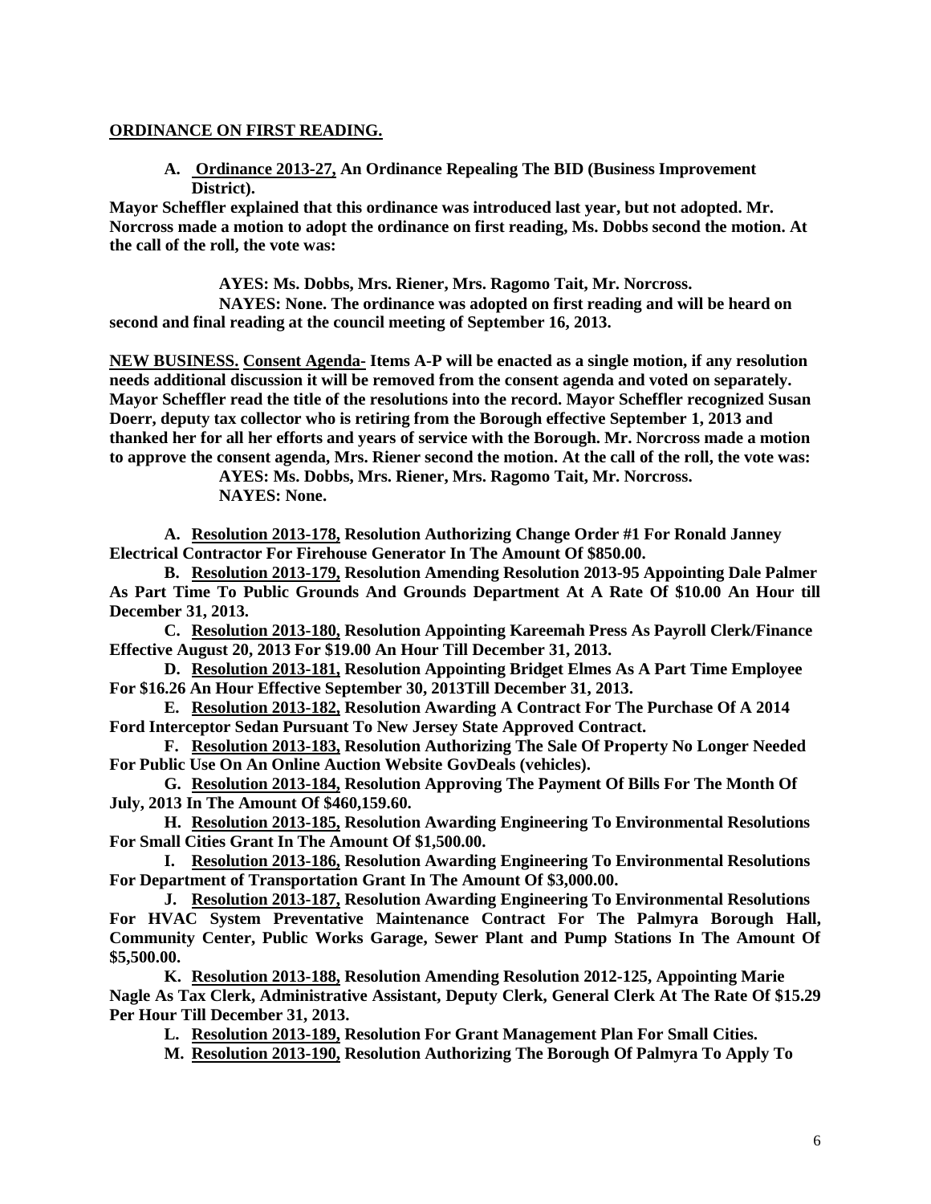**ORDINANCE ON FIRST READING.**

**A. Ordinance 2013-27, An Ordinance Repealing The BID (Business Improvement District).**

**Mayor Scheffler explained that this ordinance was introduced last year, but not adopted. Mr. Norcross made a motion to adopt the ordinance on first reading, Ms. Dobbs second the motion. At the call of the roll, the vote was:**

**AYES: Ms. Dobbs, Mrs. Riener, Mrs. Ragomo Tait, Mr. Norcross.**

**NAYES: None. The ordinance was adopted on first reading and will be heard on second and final reading at the council meeting of September 16, 2013.**

**NEW BUSINESS. Consent Agenda- Items A-P will be enacted as a single motion, if any resolution needs additional discussion it will be removed from the consent agenda and voted on separately. Mayor Scheffler read the title of the resolutions into the record. Mayor Scheffler recognized Susan Doerr, deputy tax collector who is retiring from the Borough effective September 1, 2013 and thanked her for all her efforts and years of service with the Borough. Mr. Norcross made a motion to approve the consent agenda, Mrs. Riener second the motion. At the call of the roll, the vote was:**

**AYES: Ms. Dobbs, Mrs. Riener, Mrs. Ragomo Tait, Mr. Norcross.**

**NAYES: None.**

**A. Resolution 2013-178, Resolution Authorizing Change Order #1 For Ronald Janney Electrical Contractor For Firehouse Generator In The Amount Of $850.00.**

**B. Resolution 2013-179, Resolution Amending Resolution 2013-95 Appointing Dale Palmer As Part Time To Public Grounds And Grounds Department At A Rate Of $10.00 An Hour till December 31, 2013.**

**C. Resolution 2013-180, Resolution Appointing Kareemah Press As Payroll Clerk/Finance Effective August 20, 2013 For $19.00 An Hour Till December 31, 2013.**

**D. Resolution 2013-181, Resolution Appointing Bridget Elmes As A Part Time Employee For $16.26 An Hour Effective September 30, 2013Till December 31, 2013.**

**E. Resolution 2013-182, Resolution Awarding A Contract For The Purchase Of A 2014 Ford Interceptor Sedan Pursuant To New Jersey State Approved Contract.**

**F. Resolution 2013-183, Resolution Authorizing The Sale Of Property No Longer Needed For Public Use On An Online Auction Website GovDeals (vehicles).**

**G. Resolution 2013-184, Resolution Approving The Payment Of Bills For The Month Of July, 2013 In The Amount Of $460,159.60.**

**H. Resolution 2013-185, Resolution Awarding Engineering To Environmental Resolutions For Small Cities Grant In The Amount Of $1,500.00.**

**I. Resolution 2013-186, Resolution Awarding Engineering To Environmental Resolutions For Department of Transportation Grant In The Amount Of $3,000.00.**

**J. Resolution 2013-187, Resolution Awarding Engineering To Environmental Resolutions For HVAC System Preventative Maintenance Contract For The Palmyra Borough Hall, Community Center, Public Works Garage, Sewer Plant and Pump Stations In The Amount Of $5,500.00.**

**K. Resolution 2013-188, Resolution Amending Resolution 2012-125, Appointing Marie Nagle As Tax Clerk, Administrative Assistant, Deputy Clerk, General Clerk At The Rate Of $15.29 Per Hour Till December 31, 2013.**

**L. Resolution 2013-189, Resolution For Grant Management Plan For Small Cities.**

**M. Resolution 2013-190, Resolution Authorizing The Borough Of Palmyra To Apply To**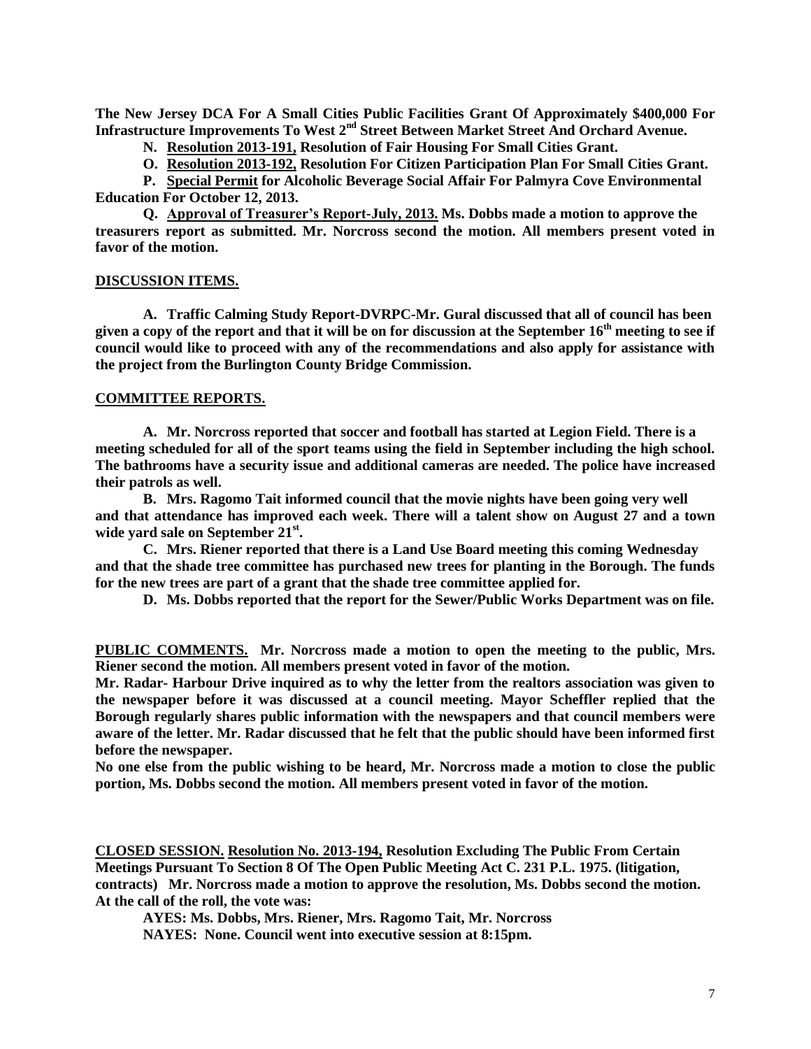**The New Jersey DCA For A Small Cities Public Facilities Grant Of Approximately $400,000 For Infrastructure Improvements To West 2nd Street Between Market Street And Orchard Avenue.**

**N. Resolution 2013-191, Resolution of Fair Housing For Small Cities Grant.**

**O. Resolution 2013-192, Resolution For Citizen Participation Plan For Small Cities Grant.**

**P. Special Permit for Alcoholic Beverage Social Affair For Palmyra Cove Environmental Education For October 12, 2013.**

**Q. Approval of Treasurer's Report-July, 2013. Ms. Dobbs made a motion to approve the treasurers report as submitted. Mr. Norcross second the motion. All members present voted in favor of the motion.**

**DISCUSSION ITEMS.**

**A. Traffic Calming Study Report-DVRPC-Mr. Gural discussed that all of council has been given a copy of the report and that it will be on for discussion at the September 16th meeting to see if council would like to proceed with any of the recommendations and also apply for assistance with the project from the Burlington County Bridge Commission.**

**COMMITTEE REPORTS.**

**A. Mr. Norcross reported that soccer and football has started at Legion Field. There is a meeting scheduled for all of the sport teams using the field in September including the high school. The bathrooms have a security issue and additional cameras are needed. The police have increased their patrols as well.**

**B. Mrs. Ragomo Tait informed council that the movie nights have been going very well and that attendance has improved each week. There will a talent show on August 27 and a town wide yard sale on September 21st.**

**C. Mrs. Riener reported that there is a Land Use Board meeting this coming Wednesday and that the shade tree committee has purchased new trees for planting in the Borough. The funds for the new trees are part of a grant that the shade tree committee applied for.**

**D. Ms. Dobbs reported that the report for the Sewer/Public Works Department was on file.**

**PUBLIC COMMENTS. Mr. Norcross made a motion to open the meeting to the public, Mrs. Riener second the motion. All members present voted in favor of the motion.**

**Mr. Radar- Harbour Drive inquired as to why the letter from the realtors association was given to the newspaper before it was discussed at a council meeting. Mayor Scheffler replied that the Borough regularly shares public information with the newspapers and that council members were aware of the letter. Mr. Radar discussed that he felt that the public should have been informed first before the newspaper.**

**No one else from the public wishing to be heard, Mr. Norcross made a motion to close the public portion, Ms. Dobbs second the motion. All members present voted in favor of the motion.**

**CLOSED SESSION. Resolution No. 2013-194, Resolution Excluding The Public From Certain Meetings Pursuant To Section 8 Of The Open Public Meeting Act C. 231 P.L. 1975. (litigation, contracts) Mr. Norcross made a motion to approve the resolution, Ms. Dobbs second the motion. At the call of the roll, the vote was:**

**AYES: Ms. Dobbs, Mrs. Riener, Mrs. Ragomo Tait, Mr. Norcross**

**NAYES: None. Council went into executive session at 8:15pm.**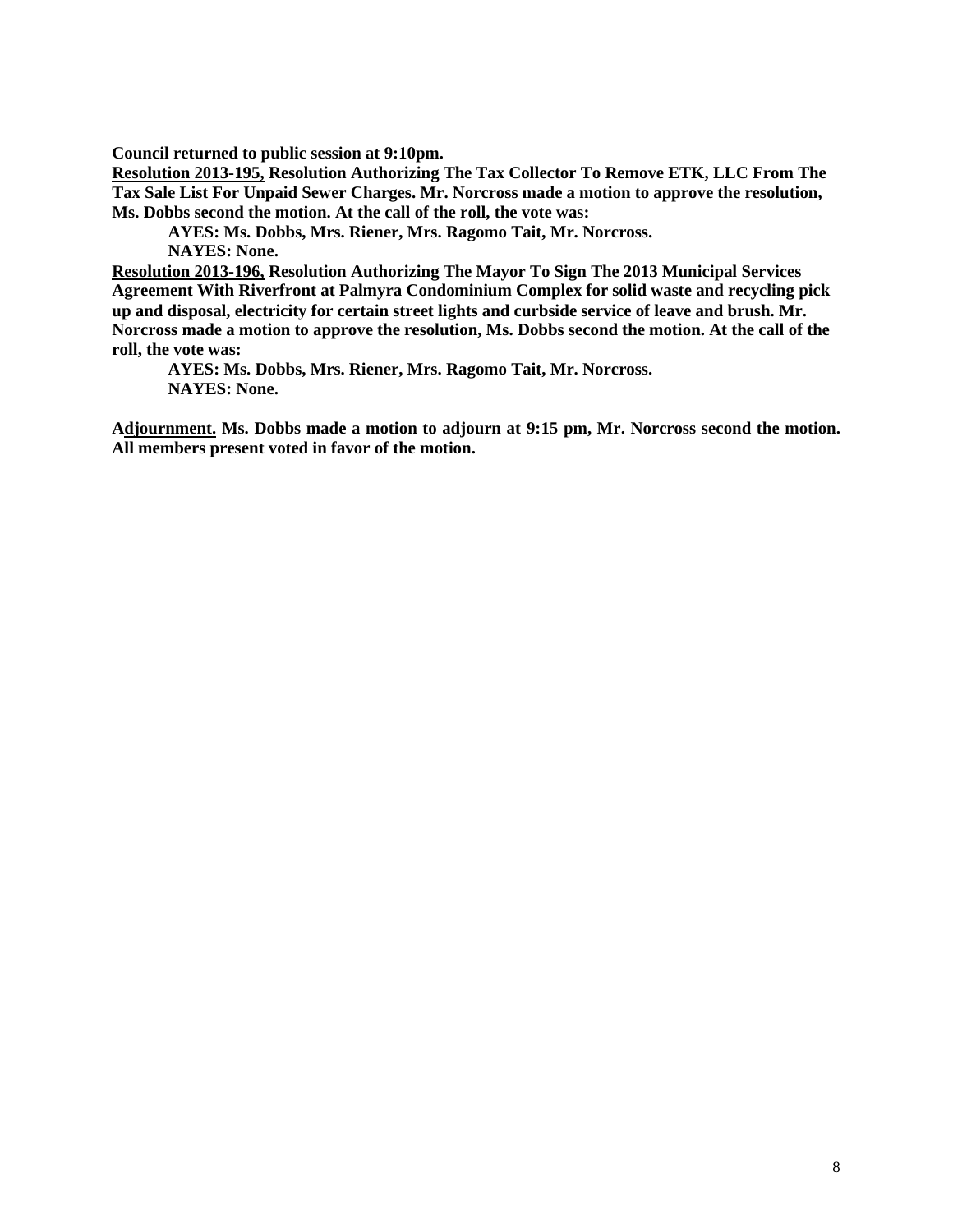**Council returned to public session at 9:10pm.**

**<u>Resolution 2013-195,</u> Resolution Authorizing The Tax Collector To Remove ETK, LLC From The Tax Sale List For Unpaid Sewer Charges. Mr. Norcross made a motion to approve the resolution, Ms. Dobbs second the motion. At the call of the roll, the vote was:**

**AYES: Ms. Dobbs, Mrs. Riener, Mrs. Ragomo Tait, Mr. Norcross.**
**NAYES: None.**

**<u>Resolution 2013-196,</u> Resolution Authorizing The Mayor To Sign The 2013 Municipal Services Agreement With Riverfront at Palmyra Condominium Complex for solid waste and recycling pick up and disposal, electricity for certain street lights and curbside service of leave and brush. Mr. Norcross made a motion to approve the resolution, Ms. Dobbs second the motion. At the call of the roll, the vote was:**

**AYES: Ms. Dobbs, Mrs. Riener, Mrs. Ragomo Tait, Mr. Norcross.**
**NAYES: None.**

**A<u>djournment.</u> Ms. Dobbs made a motion to adjourn at 9:15 pm, Mr. Norcross second the motion. All members present voted in favor of the motion.**